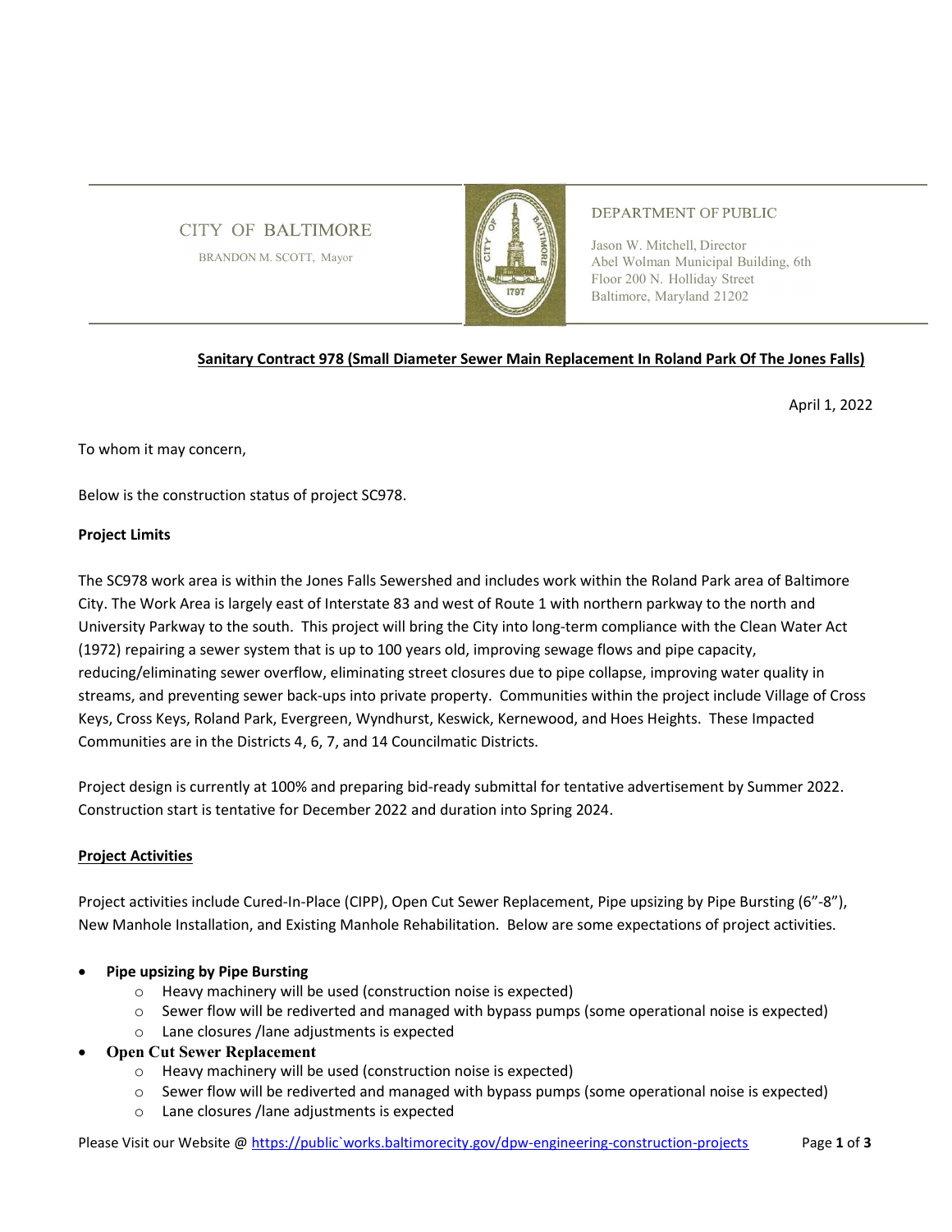CITY OF BALTIMORE

BRANDON M. SCOTT, Mayor

DEPARTMENT OF PUBLIC

Jason W. Mitchell, Director
Abel Wolman Municipal Building, 6th
Floor 200 N. Holliday Street
Baltimore, Maryland 21202

**Sanitary Contract 978 (Small Diameter Sewer Main Replacement In Roland Park Of The Jones Falls)**

April 1, 2022

To whom it may concern,

Below is the construction status of project SC978.

**Project Limits**

The SC978 work area is within the Jones Falls Sewershed and includes work within the Roland Park area of Baltimore City. The Work Area is largely east of Interstate 83 and west of Route 1 with northern parkway to the north and University Parkway to the south. This project will bring the City into long-term compliance with the Clean Water Act (1972) repairing a sewer system that is up to 100 years old, improving sewage flows and pipe capacity, reducing/eliminating sewer overflow, eliminating street closures due to pipe collapse, improving water quality in streams, and preventing sewer back-ups into private property. Communities within the project include Village of Cross Keys, Cross Keys, Roland Park, Evergreen, Wyndhurst, Keswick, Kernewood, and Hoes Heights. These Impacted Communities are in the Districts 4, 6, 7, and 14 Councilmatic Districts.

Project design is currently at 100% and preparing bid-ready submittal for tentative advertisement by Summer 2022. Construction start is tentative for December 2022 and duration into Spring 2024.

**Project Activities**

Project activities include Cured-In-Place (CIPP), Open Cut Sewer Replacement, Pipe upsizing by Pipe Bursting (6"-8"), New Manhole Installation, and Existing Manhole Rehabilitation. Below are some expectations of project activities.

- **Pipe upsizing by Pipe Bursting**
  - Heavy machinery will be used (construction noise is expected)
  - Sewer flow will be rediverted and managed with bypass pumps (some operational noise is expected)
  - Lane closures /lane adjustments is expected
- **Open Cut Sewer Replacement**
  - Heavy machinery will be used (construction noise is expected)
  - Sewer flow will be rediverted and managed with bypass pumps (some operational noise is expected)
  - Lane closures /lane adjustments is expected

Please Visit our Website @ https://public`works.baltimorecity.gov/dpw-engineering-construction-projects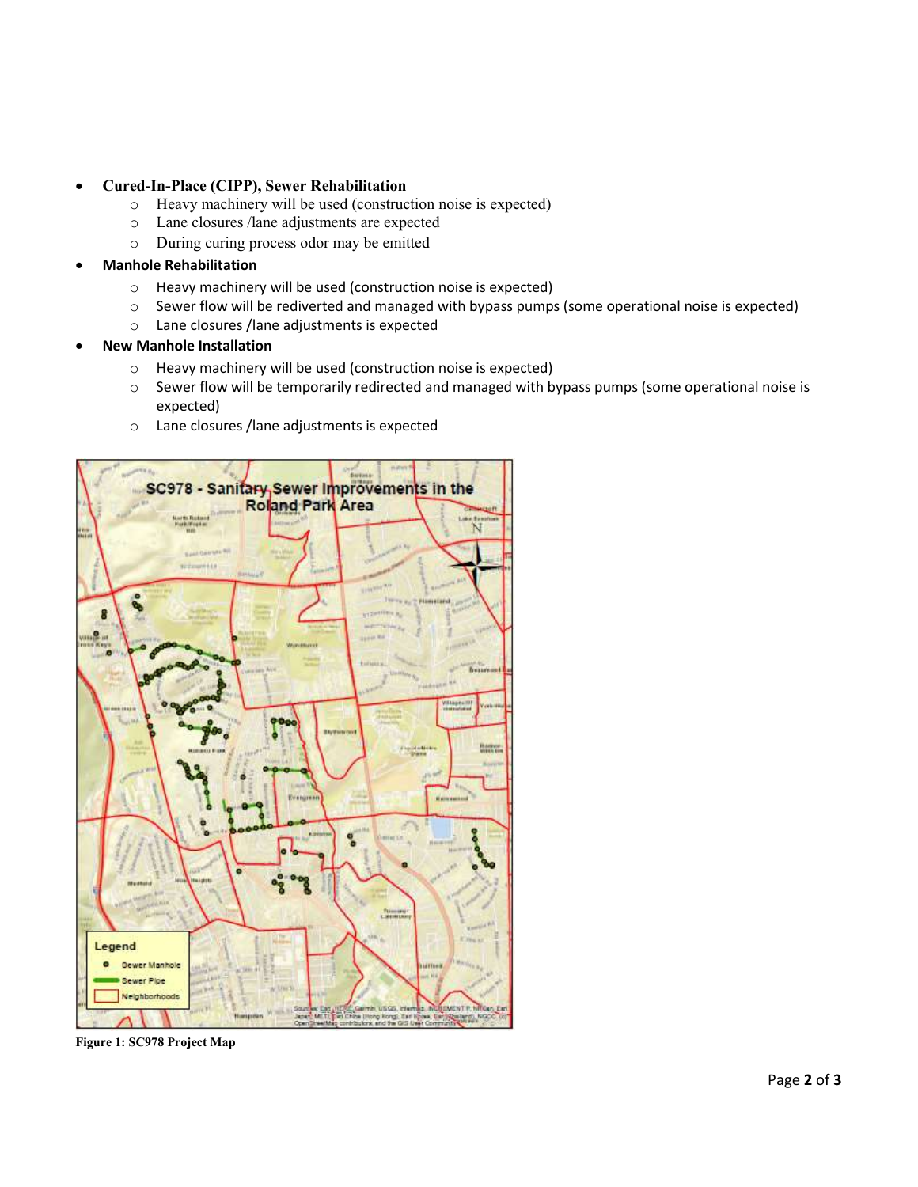- **Cured-In-Place (CIPP), Sewer Rehabilitation**
  - Heavy machinery will be used (construction noise is expected)
  - Lane closures /lane adjustments are expected
  - During curing process odor may be emitted
- **Manhole Rehabilitation**
  - Heavy machinery will be used (construction noise is expected)
  - Sewer flow will be rediverted and managed with bypass pumps (some operational noise is expected)
  - Lane closures /lane adjustments is expected
- **New Manhole Installation**
  - Heavy machinery will be used (construction noise is expected)
  - Sewer flow will be temporarily redirected and managed with bypass pumps (some operational noise is expected)
  - Lane closures /lane adjustments is expected

**Figure 1: SC978 Project Map**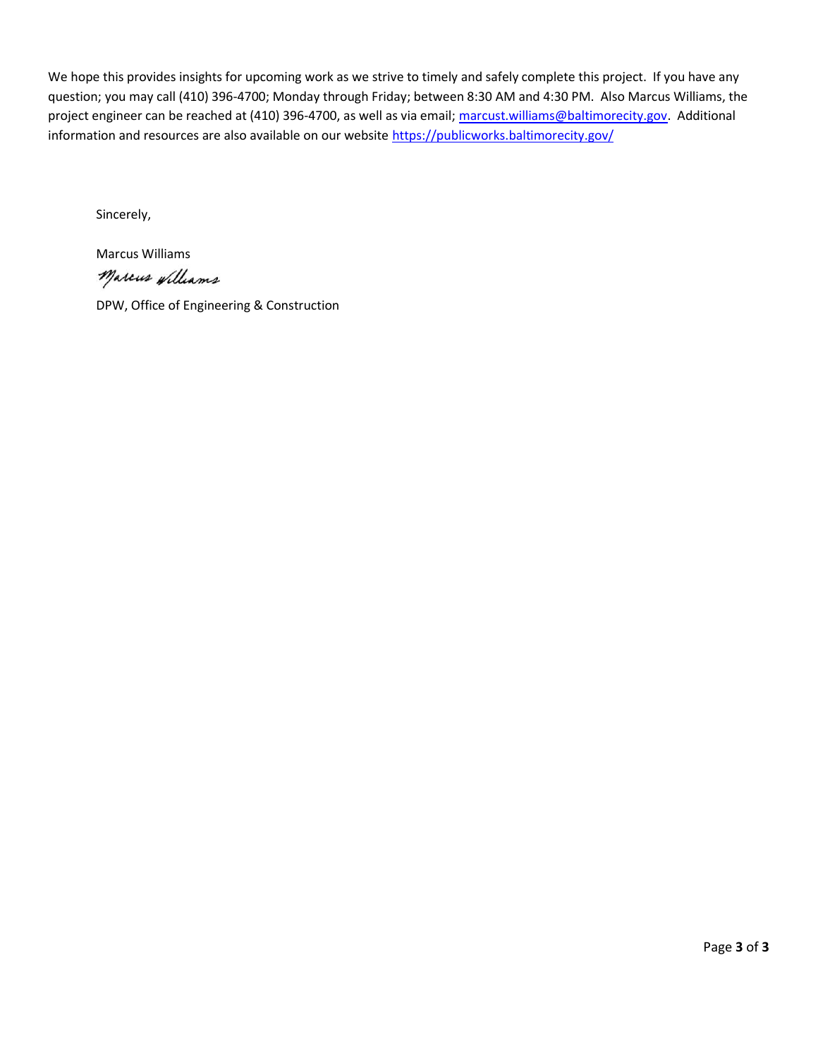We hope this provides insights for upcoming work as we strive to timely and safely complete this project. If you have any question; you may call (410) 396-4700; Monday through Friday; between 8:30 AM and 4:30 PM. Also Marcus Williams, the project engineer can be reached at (410) 396-4700, as well as via email; marcust.williams@baltimorecity.gov. Additional information and resources are also available on our website https://publicworks.baltimorecity.gov/

Sincerely,

Marcus Williams

*Marcus Williams*

DPW, Office of Engineering & Construction